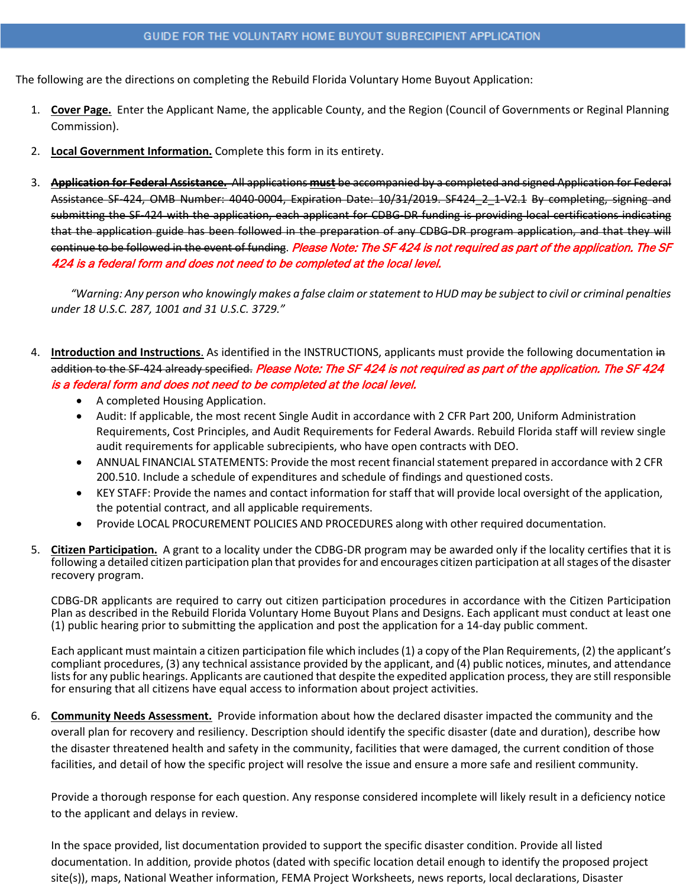# GUIDE FOR THE VOLUNTARY HOME BUYOUT SUBRECIPIENT APPLICATION

The following are the directions on completing the Rebuild Florida Voluntary Home Buyout Application:

1. **Cover Page.** Enter the Applicant Name, the applicable County, and the Region (Council of Governments or Reginal Planning Commission).

2. **Local Government Information.** Complete this form in its entirety.

3. ~~**Application for Federal Assistance.** All applications **must** be accompanied by a completed and signed Application for Federal Assistance SF-424, OMB Number: 4040-0004, Expiration Date: 10/31/2019. SF424_2_1-V2.1 By completing, signing and submitting the SF-424 with the application, each applicant for CDBG-DR funding is providing local certifications indicating that the application guide has been followed in the preparation of any CDBG-DR program application, and that they will continue to be followed in the event of funding~~. *Please Note: The SF 424 is not required as part of the application. The SF 424 is a federal form and does not need to be completed at the local level.*

   *"Warning: Any person who knowingly makes a false claim or statement to HUD may be subject to civil or criminal penalties under 18 U.S.C. 287, 1001 and 31 U.S.C. 3729."*

4. **Introduction and Instructions**. As identified in the INSTRUCTIONS, applicants must provide the following documentation ~~in addition to the SF-424 already specified.~~ *Please Note: The SF 424 is not required as part of the application. The SF 424 is a federal form and does not need to be completed at the local level.*
   - A completed Housing Application.
   - Audit: If applicable, the most recent Single Audit in accordance with 2 CFR Part 200, Uniform Administration Requirements, Cost Principles, and Audit Requirements for Federal Awards. Rebuild Florida staff will review single audit requirements for applicable subrecipients, who have open contracts with DEO.
   - ANNUAL FINANCIAL STATEMENTS: Provide the most recent financial statement prepared in accordance with 2 CFR 200.510. Include a schedule of expenditures and schedule of findings and questioned costs.
   - KEY STAFF: Provide the names and contact information for staff that will provide local oversight of the application, the potential contract, and all applicable requirements.
   - Provide LOCAL PROCUREMENT POLICIES AND PROCEDURES along with other required documentation.

5. **Citizen Participation.** A grant to a locality under the CDBG-DR program may be awarded only if the locality certifies that it is following a detailed citizen participation plan that provides for and encourages citizen participation at all stages of the disaster recovery program.

   CDBG-DR applicants are required to carry out citizen participation procedures in accordance with the Citizen Participation Plan as described in the Rebuild Florida Voluntary Home Buyout Plans and Designs. Each applicant must conduct at least one (1) public hearing prior to submitting the application and post the application for a 14-day public comment.

   Each applicant must maintain a citizen participation file which includes (1) a copy of the Plan Requirements, (2) the applicant's compliant procedures, (3) any technical assistance provided by the applicant, and (4) public notices, minutes, and attendance lists for any public hearings. Applicants are cautioned that despite the expedited application process, they are still responsible for ensuring that all citizens have equal access to information about project activities.

6. **Community Needs Assessment.** Provide information about how the declared disaster impacted the community and the overall plan for recovery and resiliency. Description should identify the specific disaster (date and duration), describe how the disaster threatened health and safety in the community, facilities that were damaged, the current condition of those facilities, and detail of how the specific project will resolve the issue and ensure a more safe and resilient community.

   Provide a thorough response for each question. Any response considered incomplete will likely result in a deficiency notice to the applicant and delays in review.

   In the space provided, list documentation provided to support the specific disaster condition. Provide all listed documentation. In addition, provide photos (dated with specific location detail enough to identify the proposed project site(s)), maps, National Weather information, FEMA Project Worksheets, news reports, local declarations, Disaster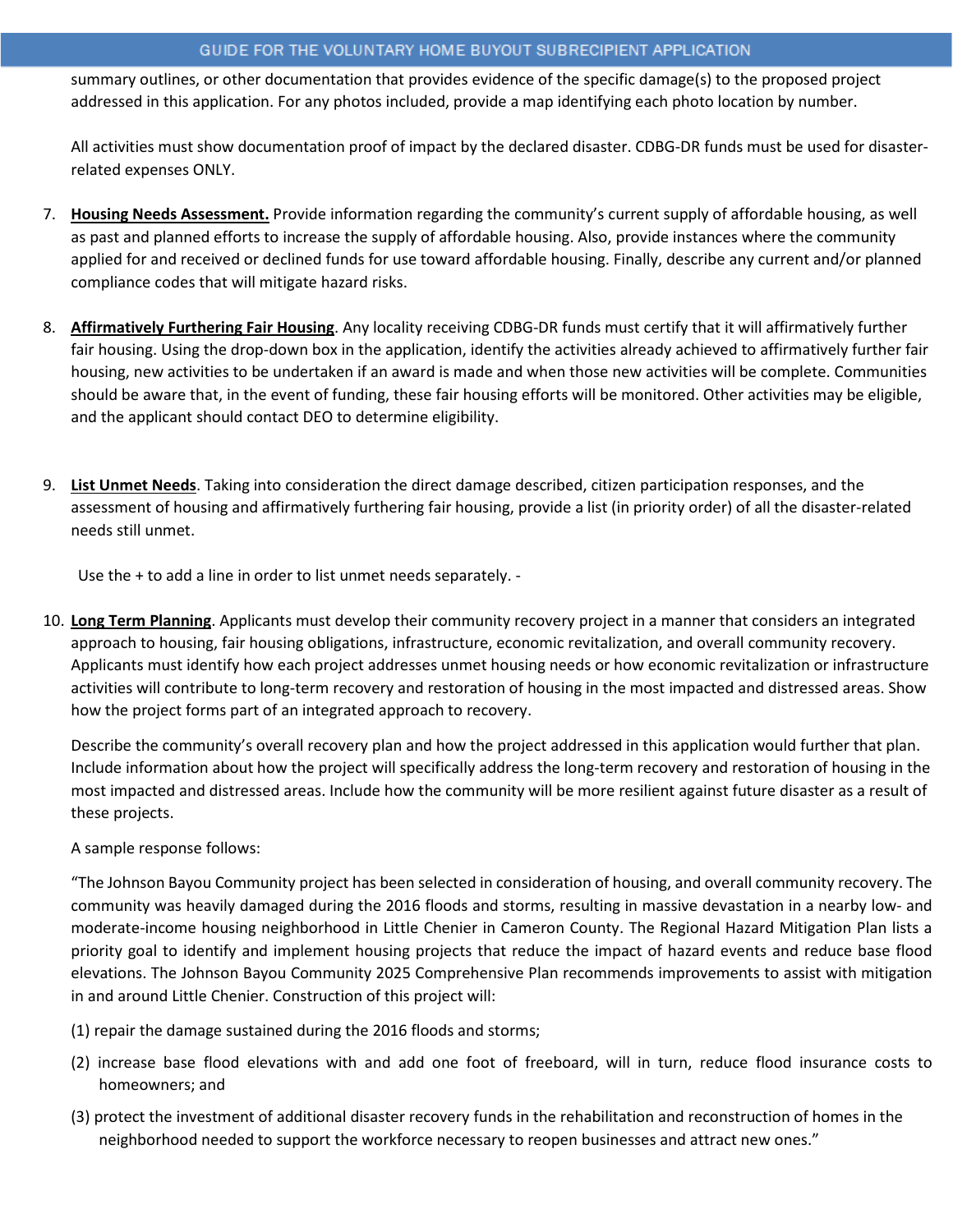summary outlines, or other documentation that provides evidence of the specific damage(s) to the proposed project addressed in this application. For any photos included, provide a map identifying each photo location by number.

All activities must show documentation proof of impact by the declared disaster. CDBG-DR funds must be used for disaster-related expenses ONLY.

7. **Housing Needs Assessment.** Provide information regarding the community's current supply of affordable housing, as well as past and planned efforts to increase the supply of affordable housing. Also, provide instances where the community applied for and received or declined funds for use toward affordable housing. Finally, describe any current and/or planned compliance codes that will mitigate hazard risks.

8. **Affirmatively Furthering Fair Housing**. Any locality receiving CDBG-DR funds must certify that it will affirmatively further fair housing. Using the drop-down box in the application, identify the activities already achieved to affirmatively further fair housing, new activities to be undertaken if an award is made and when those new activities will be complete. Communities should be aware that, in the event of funding, these fair housing efforts will be monitored. Other activities may be eligible, and the applicant should contact DEO to determine eligibility.

9. **List Unmet Needs**. Taking into consideration the direct damage described, citizen participation responses, and the assessment of housing and affirmatively furthering fair housing, provide a list (in priority order) of all the disaster-related needs still unmet.

   Use the + to add a line in order to list unmet needs separately. -

10. **Long Term Planning**. Applicants must develop their community recovery project in a manner that considers an integrated approach to housing, fair housing obligations, infrastructure, economic revitalization, and overall community recovery. Applicants must identify how each project addresses unmet housing needs or how economic revitalization or infrastructure activities will contribute to long-term recovery and restoration of housing in the most impacted and distressed areas. Show how the project forms part of an integrated approach to recovery.

    Describe the community's overall recovery plan and how the project addressed in this application would further that plan. Include information about how the project will specifically address the long-term recovery and restoration of housing in the most impacted and distressed areas. Include how the community will be more resilient against future disaster as a result of these projects.

    A sample response follows:

    "The Johnson Bayou Community project has been selected in consideration of housing, and overall community recovery. The community was heavily damaged during the 2016 floods and storms, resulting in massive devastation in a nearby low- and moderate-income housing neighborhood in Little Chenier in Cameron County. The Regional Hazard Mitigation Plan lists a priority goal to identify and implement housing projects that reduce the impact of hazard events and reduce base flood elevations. The Johnson Bayou Community 2025 Comprehensive Plan recommends improvements to assist with mitigation in and around Little Chenier. Construction of this project will:

    (1) repair the damage sustained during the 2016 floods and storms;

    (2) increase base flood elevations with and add one foot of freeboard, will in turn, reduce flood insurance costs to homeowners; and

    (3) protect the investment of additional disaster recovery funds in the rehabilitation and reconstruction of homes in the neighborhood needed to support the workforce necessary to reopen businesses and attract new ones."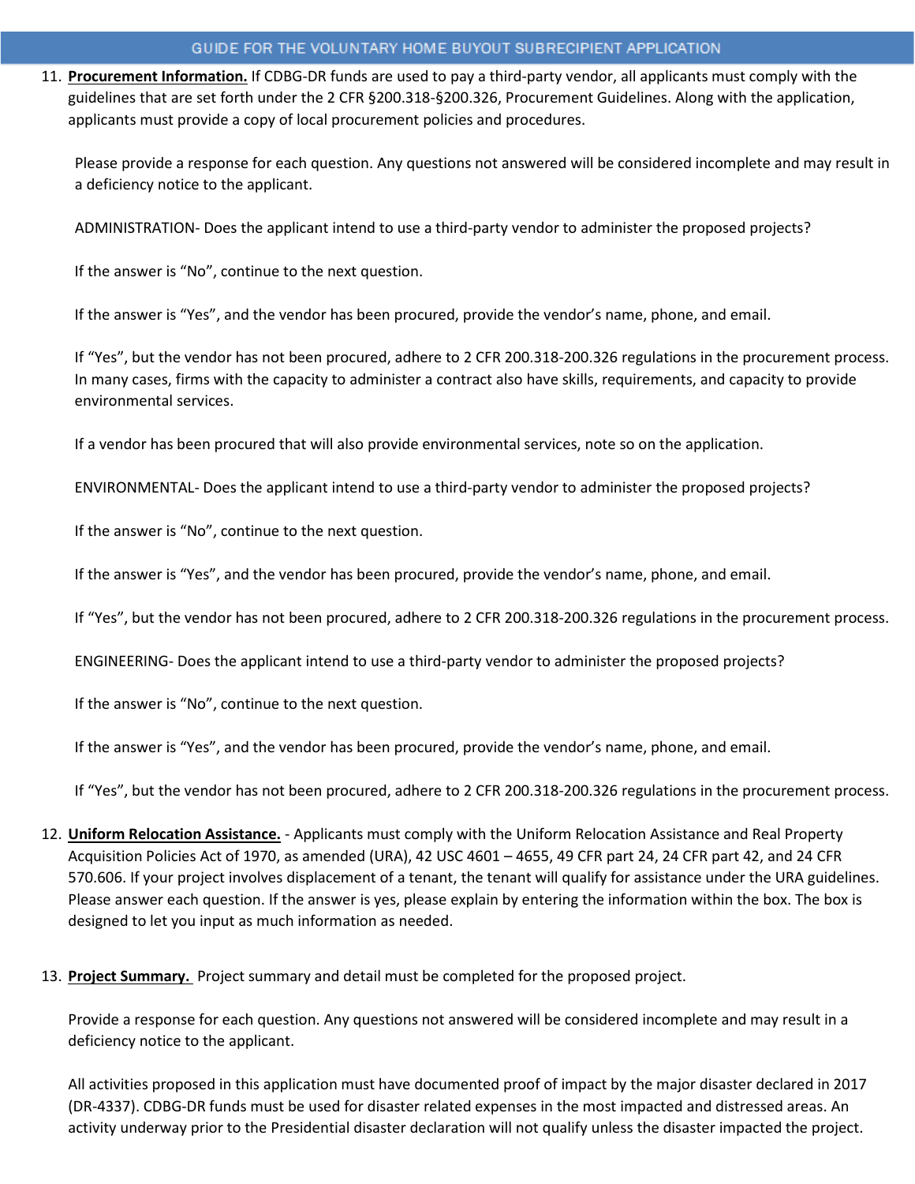11. **Procurement Information.** If CDBG-DR funds are used to pay a third-party vendor, all applicants must comply with the guidelines that are set forth under the 2 CFR §200.318-§200.326, Procurement Guidelines. Along with the application, applicants must provide a copy of local procurement policies and procedures.

    Please provide a response for each question. Any questions not answered will be considered incomplete and may result in a deficiency notice to the applicant.

    ADMINISTRATION- Does the applicant intend to use a third-party vendor to administer the proposed projects?

    If the answer is "No", continue to the next question.

    If the answer is "Yes", and the vendor has been procured, provide the vendor's name, phone, and email.

    If "Yes", but the vendor has not been procured, adhere to 2 CFR 200.318-200.326 regulations in the procurement process. In many cases, firms with the capacity to administer a contract also have skills, requirements, and capacity to provide environmental services.

    If a vendor has been procured that will also provide environmental services, note so on the application.

    ENVIRONMENTAL- Does the applicant intend to use a third-party vendor to administer the proposed projects?

    If the answer is "No", continue to the next question.

    If the answer is "Yes", and the vendor has been procured, provide the vendor's name, phone, and email.

    If "Yes", but the vendor has not been procured, adhere to 2 CFR 200.318-200.326 regulations in the procurement process.

    ENGINEERING- Does the applicant intend to use a third-party vendor to administer the proposed projects?

    If the answer is "No", continue to the next question.

    If the answer is "Yes", and the vendor has been procured, provide the vendor's name, phone, and email.

    If "Yes", but the vendor has not been procured, adhere to 2 CFR 200.318-200.326 regulations in the procurement process.

12. **Uniform Relocation Assistance.** - Applicants must comply with the Uniform Relocation Assistance and Real Property Acquisition Policies Act of 1970, as amended (URA), 42 USC 4601 – 4655, 49 CFR part 24, 24 CFR part 42, and 24 CFR 570.606. If your project involves displacement of a tenant, the tenant will qualify for assistance under the URA guidelines. Please answer each question. If the answer is yes, please explain by entering the information within the box. The box is designed to let you input as much information as needed.

13. **Project Summary.** Project summary and detail must be completed for the proposed project.

    Provide a response for each question. Any questions not answered will be considered incomplete and may result in a deficiency notice to the applicant.

    All activities proposed in this application must have documented proof of impact by the major disaster declared in 2017 (DR-4337). CDBG-DR funds must be used for disaster related expenses in the most impacted and distressed areas. An activity underway prior to the Presidential disaster declaration will not qualify unless the disaster impacted the project.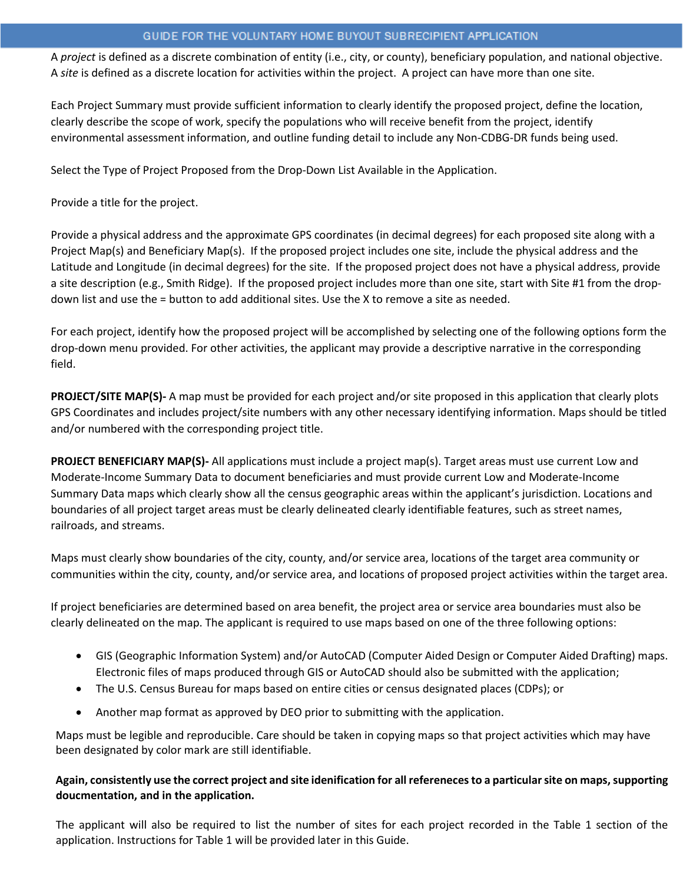A *project* is defined as a discrete combination of entity (i.e., city, or county), beneficiary population, and national objective. A *site* is defined as a discrete location for activities within the project. A project can have more than one site.

Each Project Summary must provide sufficient information to clearly identify the proposed project, define the location, clearly describe the scope of work, specify the populations who will receive benefit from the project, identify environmental assessment information, and outline funding detail to include any Non-CDBG-DR funds being used.

Select the Type of Project Proposed from the Drop-Down List Available in the Application.

Provide a title for the project.

Provide a physical address and the approximate GPS coordinates (in decimal degrees) for each proposed site along with a Project Map(s) and Beneficiary Map(s). If the proposed project includes one site, include the physical address and the Latitude and Longitude (in decimal degrees) for the site. If the proposed project does not have a physical address, provide a site description (e.g., Smith Ridge). If the proposed project includes more than one site, start with Site #1 from the drop-down list and use the = button to add additional sites. Use the X to remove a site as needed.

For each project, identify how the proposed project will be accomplished by selecting one of the following options form the drop-down menu provided. For other activities, the applicant may provide a descriptive narrative in the corresponding field.

**PROJECT/SITE MAP(S)-** A map must be provided for each project and/or site proposed in this application that clearly plots GPS Coordinates and includes project/site numbers with any other necessary identifying information. Maps should be titled and/or numbered with the corresponding project title.

**PROJECT BENEFICIARY MAP(S)-** All applications must include a project map(s). Target areas must use current Low and Moderate-Income Summary Data to document beneficiaries and must provide current Low and Moderate-Income Summary Data maps which clearly show all the census geographic areas within the applicant's jurisdiction. Locations and boundaries of all project target areas must be clearly delineated clearly identifiable features, such as street names, railroads, and streams.

Maps must clearly show boundaries of the city, county, and/or service area, locations of the target area community or communities within the city, county, and/or service area, and locations of proposed project activities within the target area.

If project beneficiaries are determined based on area benefit, the project area or service area boundaries must also be clearly delineated on the map. The applicant is required to use maps based on one of the three following options:

- GIS (Geographic Information System) and/or AutoCAD (Computer Aided Design or Computer Aided Drafting) maps. Electronic files of maps produced through GIS or AutoCAD should also be submitted with the application;
- The U.S. Census Bureau for maps based on entire cities or census designated places (CDPs); or
- Another map format as approved by DEO prior to submitting with the application.

Maps must be legible and reproducible. Care should be taken in copying maps so that project activities which may have been designated by color mark are still identifiable.

**Again, consistently use the correct project and site idenification for all refereneces to a particular site on maps, supporting doucmentation, and in the application.**

The applicant will also be required to list the number of sites for each project recorded in the Table 1 section of the application. Instructions for Table 1 will be provided later in this Guide.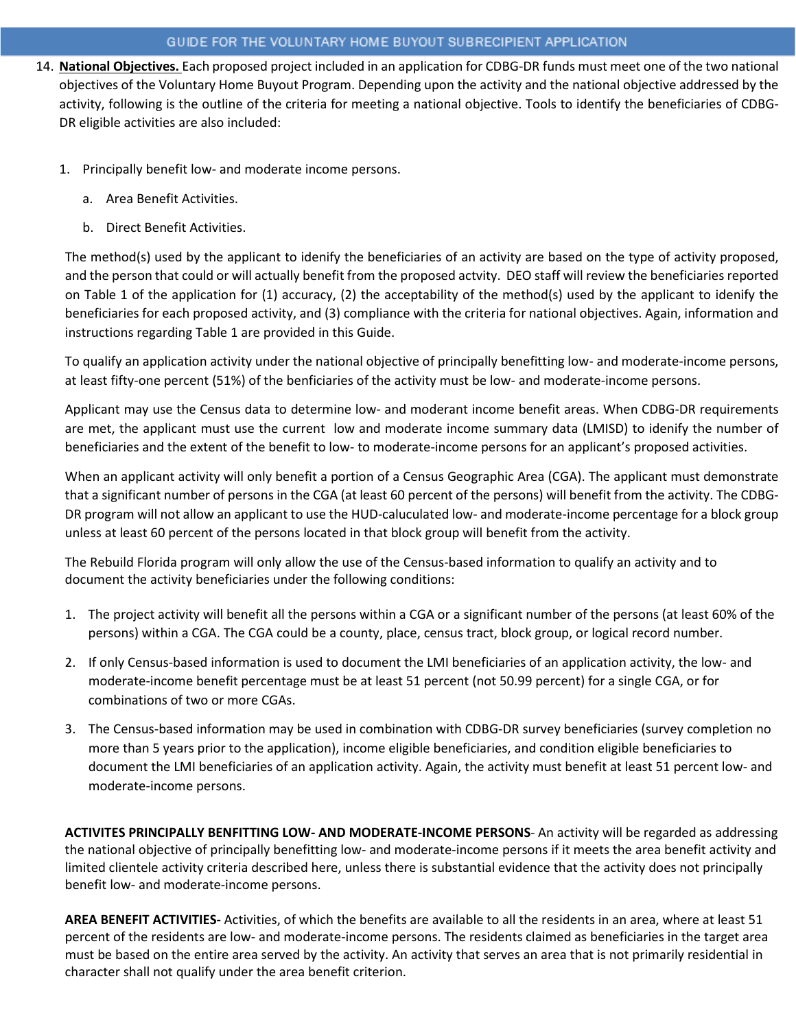14. **National Objectives.** Each proposed project included in an application for CDBG-DR funds must meet one of the two national objectives of the Voluntary Home Buyout Program. Depending upon the activity and the national objective addressed by the activity, following is the outline of the criteria for meeting a national objective. Tools to identify the beneficiaries of CDBG-DR eligible activities are also included:

   1. Principally benefit low- and moderate income persons.

      a. Area Benefit Activities.

      b. Direct Benefit Activities.

   The method(s) used by the applicant to idenify the beneficiaries of an activity are based on the type of activity proposed, and the person that could or will actually benefit from the proposed actvity. DEO staff will review the beneficiaries reported on Table 1 of the application for (1) accuracy, (2) the acceptability of the method(s) used by the applicant to idenify the beneficiaries for each proposed activity, and (3) compliance with the criteria for national objectives. Again, information and instructions regarding Table 1 are provided in this Guide.

   To qualify an application activity under the national objective of principally benefitting low- and moderate-income persons, at least fifty-one percent (51%) of the benficiaries of the activity must be low- and moderate-income persons.

   Applicant may use the Census data to determine low- and moderant income benefit areas. When CDBG-DR requirements are met, the applicant must use the current low and moderate income summary data (LMISD) to idenify the number of beneficiaries and the extent of the benefit to low- to moderate-income persons for an applicant's proposed activities.

   When an applicant activity will only benefit a portion of a Census Geographic Area (CGA). The applicant must demonstrate that a significant number of persons in the CGA (at least 60 percent of the persons) will benefit from the activity. The CDBG-DR program will not allow an applicant to use the HUD-caluculated low- and moderate-income percentage for a block group unless at least 60 percent of the persons located in that block group will benefit from the activity.

   The Rebuild Florida program will only allow the use of the Census-based information to qualify an activity and to document the activity beneficiaries under the following conditions:

   1. The project activity will benefit all the persons within a CGA or a significant number of the persons (at least 60% of the persons) within a CGA. The CGA could be a county, place, census tract, block group, or logical record number.

   2. If only Census-based information is used to document the LMI beneficiaries of an application activity, the low- and moderate-income benefit percentage must be at least 51 percent (not 50.99 percent) for a single CGA, or for combinations of two or more CGAs.

   3. The Census-based information may be used in combination with CDBG-DR survey beneficiaries (survey completion no more than 5 years prior to the application), income eligible beneficiaries, and condition eligible beneficiaries to document the LMI beneficiaries of an application activity. Again, the activity must benefit at least 51 percent low- and moderate-income persons.

   **ACTIVITES PRINCIPALLY BENFITTING LOW- AND MODERATE-INCOME PERSONS**- An activity will be regarded as addressing the national objective of principally benefitting low- and moderate-income persons if it meets the area benefit activity and limited clientele activity criteria described here, unless there is substantial evidence that the activity does not principally benefit low- and moderate-income persons.

   **AREA BENEFIT ACTIVITIES-** Activities, of which the benefits are available to all the residents in an area, where at least 51 percent of the residents are low- and moderate-income persons. The residents claimed as beneficiaries in the target area must be based on the entire area served by the activity. An activity that serves an area that is not primarily residential in character shall not qualify under the area benefit criterion.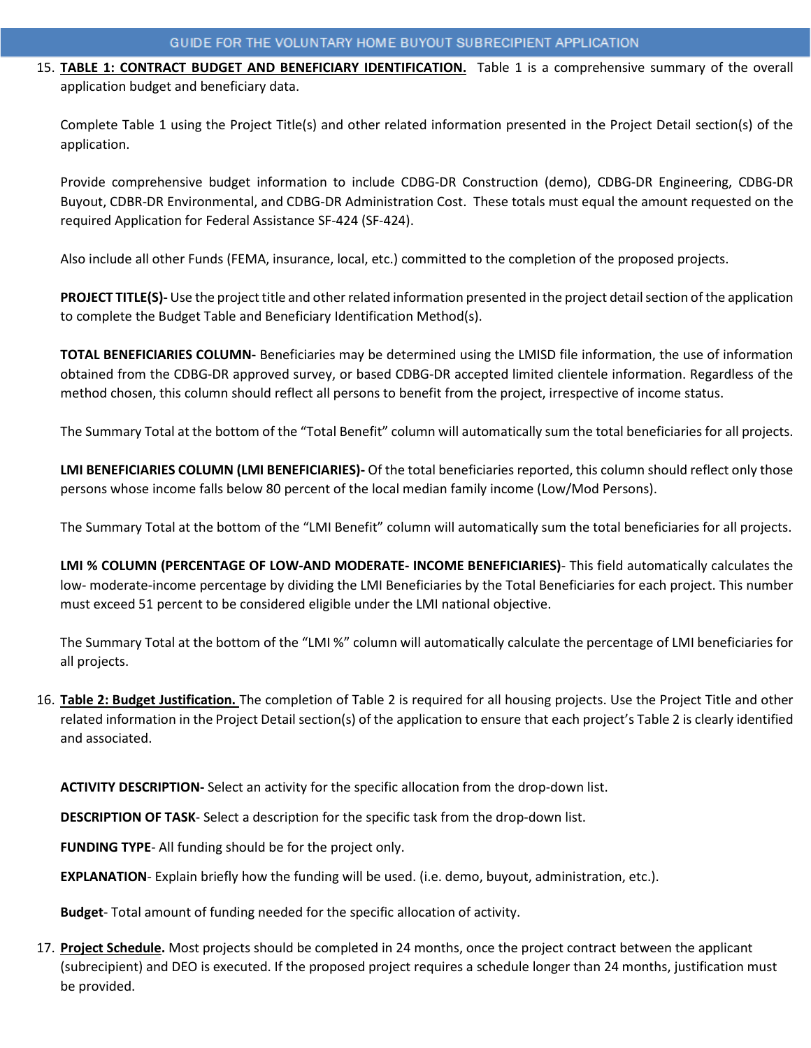15. **TABLE 1: CONTRACT BUDGET AND BENEFICIARY IDENTIFICATION.** Table 1 is a comprehensive summary of the overall application budget and beneficiary data.

    Complete Table 1 using the Project Title(s) and other related information presented in the Project Detail section(s) of the application.

    Provide comprehensive budget information to include CDBG-DR Construction (demo), CDBG-DR Engineering, CDBG-DR Buyout, CDBR-DR Environmental, and CDBG-DR Administration Cost. These totals must equal the amount requested on the required Application for Federal Assistance SF-424 (SF-424).

    Also include all other Funds (FEMA, insurance, local, etc.) committed to the completion of the proposed projects.

    **PROJECT TITLE(S)-** Use the project title and other related information presented in the project detail section of the application to complete the Budget Table and Beneficiary Identification Method(s).

    **TOTAL BENEFICIARIES COLUMN-** Beneficiaries may be determined using the LMISD file information, the use of information obtained from the CDBG-DR approved survey, or based CDBG-DR accepted limited clientele information. Regardless of the method chosen, this column should reflect all persons to benefit from the project, irrespective of income status.

    The Summary Total at the bottom of the "Total Benefit" column will automatically sum the total beneficiaries for all projects.

    **LMI BENEFICIARIES COLUMN (LMI BENEFICIARIES)-** Of the total beneficiaries reported, this column should reflect only those persons whose income falls below 80 percent of the local median family income (Low/Mod Persons).

    The Summary Total at the bottom of the "LMI Benefit" column will automatically sum the total beneficiaries for all projects.

    **LMI % COLUMN (PERCENTAGE OF LOW-AND MODERATE- INCOME BENEFICIARIES)**- This field automatically calculates the low- moderate-income percentage by dividing the LMI Beneficiaries by the Total Beneficiaries for each project. This number must exceed 51 percent to be considered eligible under the LMI national objective.

    The Summary Total at the bottom of the "LMI %" column will automatically calculate the percentage of LMI beneficiaries for all projects.

16. **Table 2: Budget Justification.** The completion of Table 2 is required for all housing projects. Use the Project Title and other related information in the Project Detail section(s) of the application to ensure that each project's Table 2 is clearly identified and associated.

    **ACTIVITY DESCRIPTION-** Select an activity for the specific allocation from the drop-down list.

    **DESCRIPTION OF TASK**- Select a description for the specific task from the drop-down list.

    **FUNDING TYPE**- All funding should be for the project only.

    **EXPLANATION**- Explain briefly how the funding will be used. (i.e. demo, buyout, administration, etc.).

    **Budget**- Total amount of funding needed for the specific allocation of activity.

17. **Project Schedule.** Most projects should be completed in 24 months, once the project contract between the applicant (subrecipient) and DEO is executed. If the proposed project requires a schedule longer than 24 months, justification must be provided.